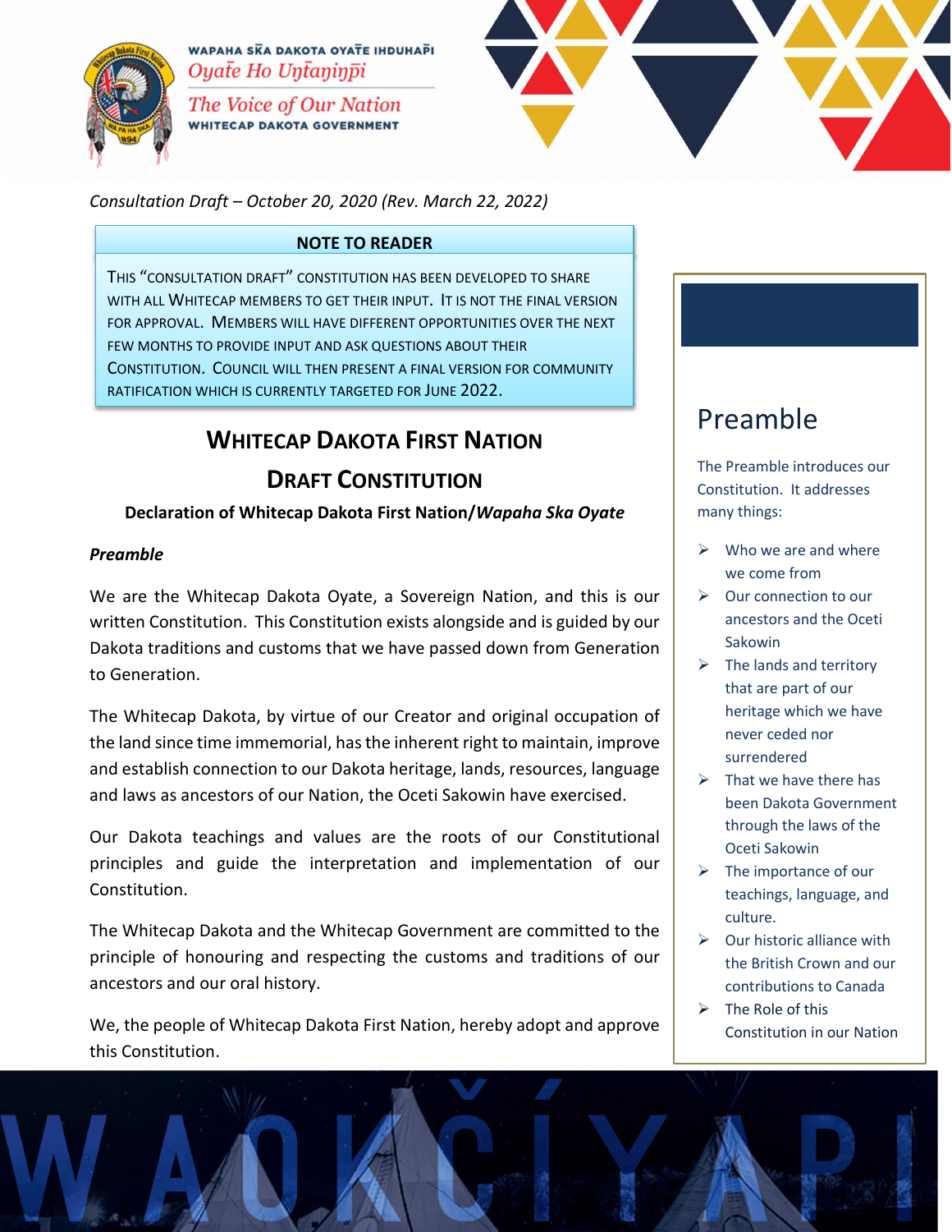WAPAHA SKA DAKOTA OYATE IHDUHAPI

*Oyate Ho Uŋtaŋiŋpi*

*The Voice of Our Nation*

WHITECAP DAKOTA GOVERNMENT

*Consultation Draft – October 20, 2020 (Rev. March 22, 2022)*

**NOTE TO READER**

THIS "CONSULTATION DRAFT" CONSTITUTION HAS BEEN DEVELOPED TO SHARE WITH ALL WHITECAP MEMBERS TO GET THEIR INPUT. IT IS NOT THE FINAL VERSION FOR APPROVAL. MEMBERS WILL HAVE DIFFERENT OPPORTUNITIES OVER THE NEXT FEW MONTHS TO PROVIDE INPUT AND ASK QUESTIONS ABOUT THEIR CONSTITUTION. COUNCIL WILL THEN PRESENT A FINAL VERSION FOR COMMUNITY RATIFICATION WHICH IS CURRENTLY TARGETED FOR JUNE 2022.

# WHITECAP DAKOTA FIRST NATION

# DRAFT CONSTITUTION

**Declaration of Whitecap Dakota First Nation/*Wapaha Ska Oyate***

### *Preamble*

We are the Whitecap Dakota Oyate, a Sovereign Nation, and this is our written Constitution. This Constitution exists alongside and is guided by our Dakota traditions and customs that we have passed down from Generation to Generation.

The Whitecap Dakota, by virtue of our Creator and original occupation of the land since time immemorial, has the inherent right to maintain, improve and establish connection to our Dakota heritage, lands, resources, language and laws as ancestors of our Nation, the Oceti Sakowin have exercised.

Our Dakota teachings and values are the roots of our Constitutional principles and guide the interpretation and implementation of our Constitution.

The Whitecap Dakota and the Whitecap Government are committed to the principle of honouring and respecting the customs and traditions of our ancestors and our oral history.

We, the people of Whitecap Dakota First Nation, hereby adopt and approve this Constitution.

## Preamble

The Preamble introduces our Constitution. It addresses many things:

- Who we are and where we come from
- Our connection to our ancestors and the Oceti Sakowin
- The lands and territory that are part of our heritage which we have never ceded nor surrendered
- That we have there has been Dakota Government through the laws of the Oceti Sakowin
- The importance of our teachings, language, and culture.
- Our historic alliance with the British Crown and our contributions to Canada
- The Role of this Constitution in our Nation

WAOKČÍYAPI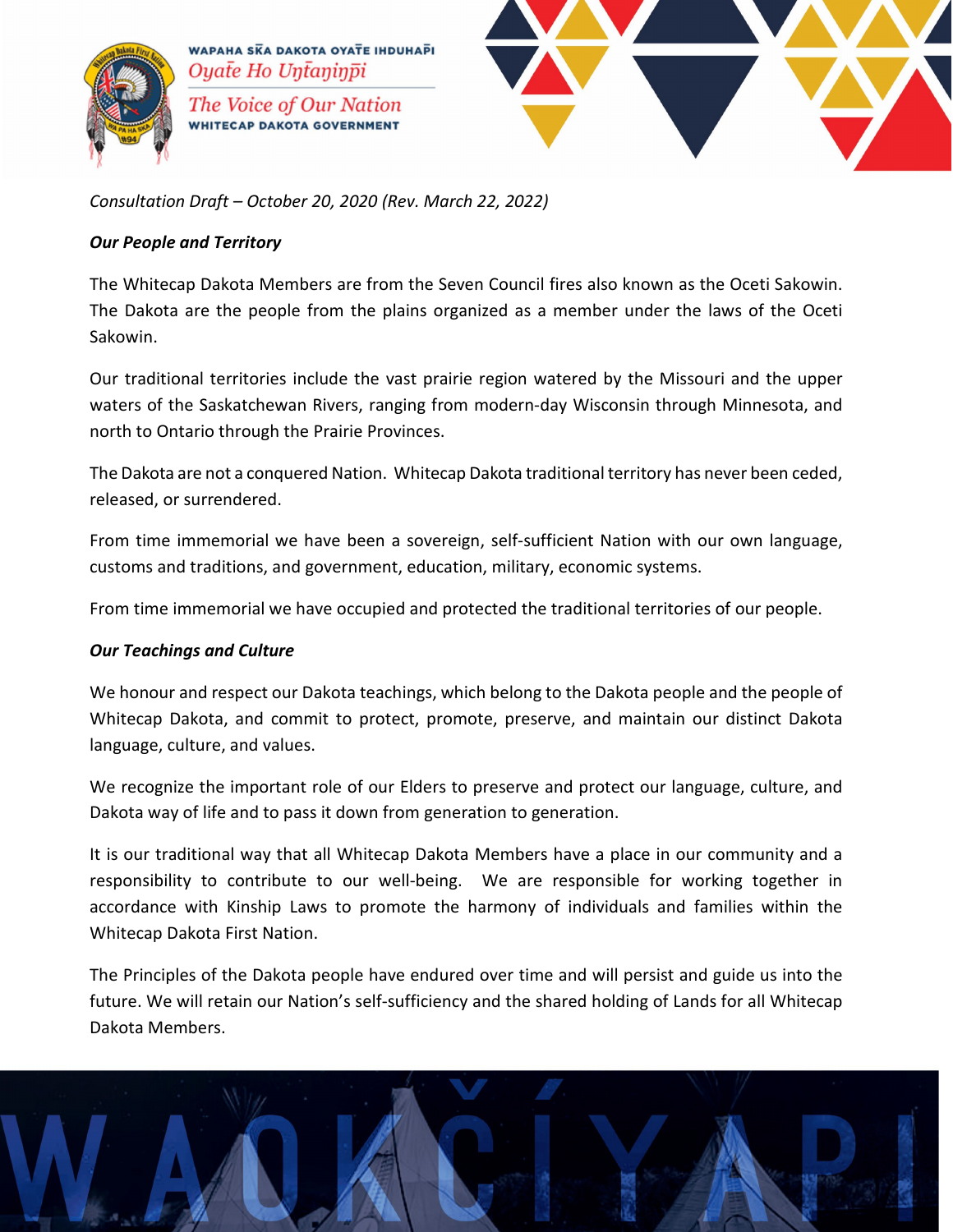*Consultation Draft – October 20, 2020 (Rev. March 22, 2022)*

***Our People and Territory***

The Whitecap Dakota Members are from the Seven Council fires also known as the Oceti Sakowin. The Dakota are the people from the plains organized as a member under the laws of the Oceti Sakowin.

Our traditional territories include the vast prairie region watered by the Missouri and the upper waters of the Saskatchewan Rivers, ranging from modern-day Wisconsin through Minnesota, and north to Ontario through the Prairie Provinces.

The Dakota are not a conquered Nation. Whitecap Dakota traditional territory has never been ceded, released, or surrendered.

From time immemorial we have been a sovereign, self-sufficient Nation with our own language, customs and traditions, and government, education, military, economic systems.

From time immemorial we have occupied and protected the traditional territories of our people.

***Our Teachings and Culture***

We honour and respect our Dakota teachings, which belong to the Dakota people and the people of Whitecap Dakota, and commit to protect, promote, preserve, and maintain our distinct Dakota language, culture, and values.

We recognize the important role of our Elders to preserve and protect our language, culture, and Dakota way of life and to pass it down from generation to generation.

It is our traditional way that all Whitecap Dakota Members have a place in our community and a responsibility to contribute to our well-being. We are responsible for working together in accordance with Kinship Laws to promote the harmony of individuals and families within the Whitecap Dakota First Nation.

The Principles of the Dakota people have endured over time and will persist and guide us into the future. We will retain our Nation's self-sufficiency and the shared holding of Lands for all Whitecap Dakota Members.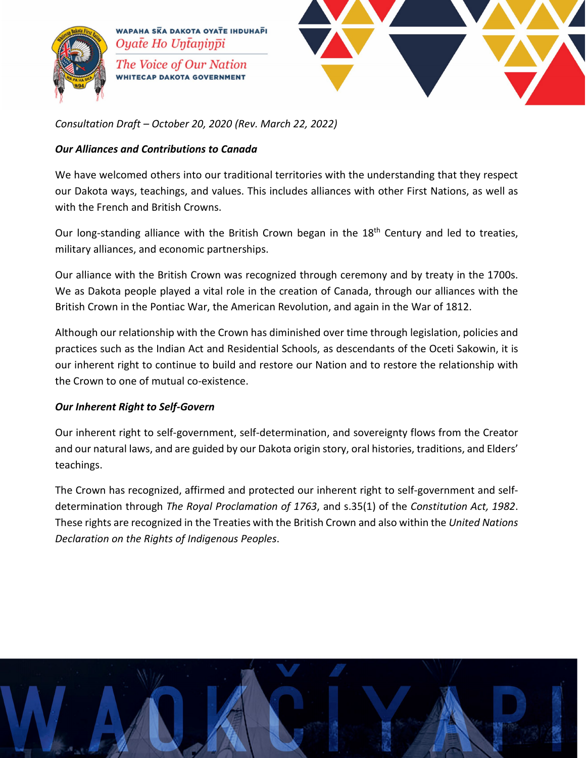*Consultation Draft – October 20, 2020 (Rev. March 22, 2022)*

***Our Alliances and Contributions to Canada***

We have welcomed others into our traditional territories with the understanding that they respect our Dakota ways, teachings, and values. This includes alliances with other First Nations, as well as with the French and British Crowns.

Our long-standing alliance with the British Crown began in the 18th Century and led to treaties, military alliances, and economic partnerships.

Our alliance with the British Crown was recognized through ceremony and by treaty in the 1700s. We as Dakota people played a vital role in the creation of Canada, through our alliances with the British Crown in the Pontiac War, the American Revolution, and again in the War of 1812.

Although our relationship with the Crown has diminished over time through legislation, policies and practices such as the Indian Act and Residential Schools, as descendants of the Oceti Sakowin, it is our inherent right to continue to build and restore our Nation and to restore the relationship with the Crown to one of mutual co-existence.

***Our Inherent Right to Self-Govern***

Our inherent right to self-government, self-determination, and sovereignty flows from the Creator and our natural laws, and are guided by our Dakota origin story, oral histories, traditions, and Elders' teachings.

The Crown has recognized, affirmed and protected our inherent right to self-government and self-determination through *The Royal Proclamation of 1763*, and s.35(1) of the *Constitution Act, 1982*. These rights are recognized in the Treaties with the British Crown and also within the *United Nations Declaration on the Rights of Indigenous Peoples*.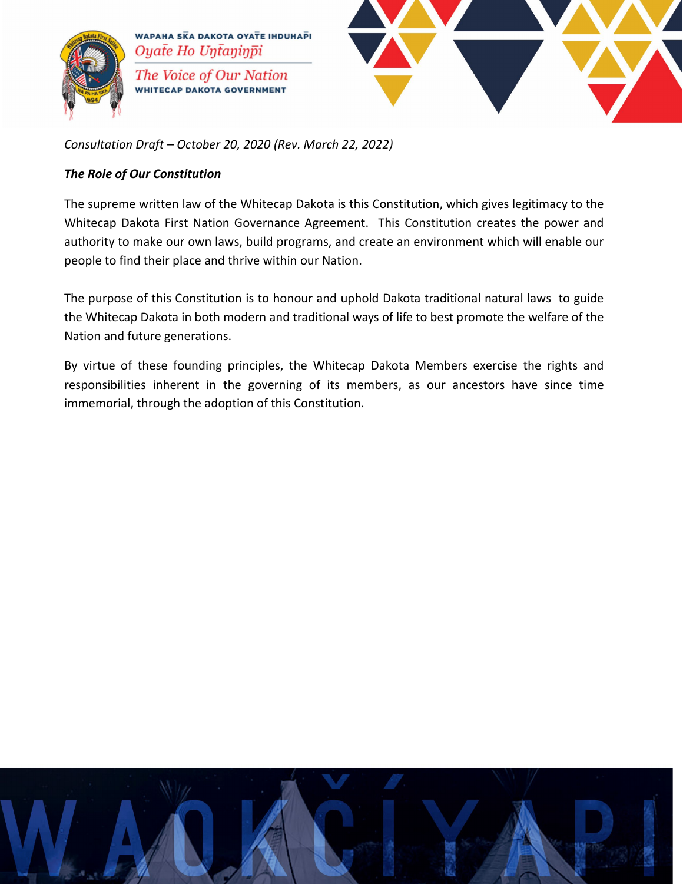*Consultation Draft – October 20, 2020 (Rev. March 22, 2022)*

***The Role of Our Constitution***

The supreme written law of the Whitecap Dakota is this Constitution, which gives legitimacy to the Whitecap Dakota First Nation Governance Agreement. This Constitution creates the power and authority to make our own laws, build programs, and create an environment which will enable our people to find their place and thrive within our Nation.

The purpose of this Constitution is to honour and uphold Dakota traditional natural laws to guide the Whitecap Dakota in both modern and traditional ways of life to best promote the welfare of the Nation and future generations.

By virtue of these founding principles, the Whitecap Dakota Members exercise the rights and responsibilities inherent in the governing of its members, as our ancestors have since time immemorial, through the adoption of this Constitution.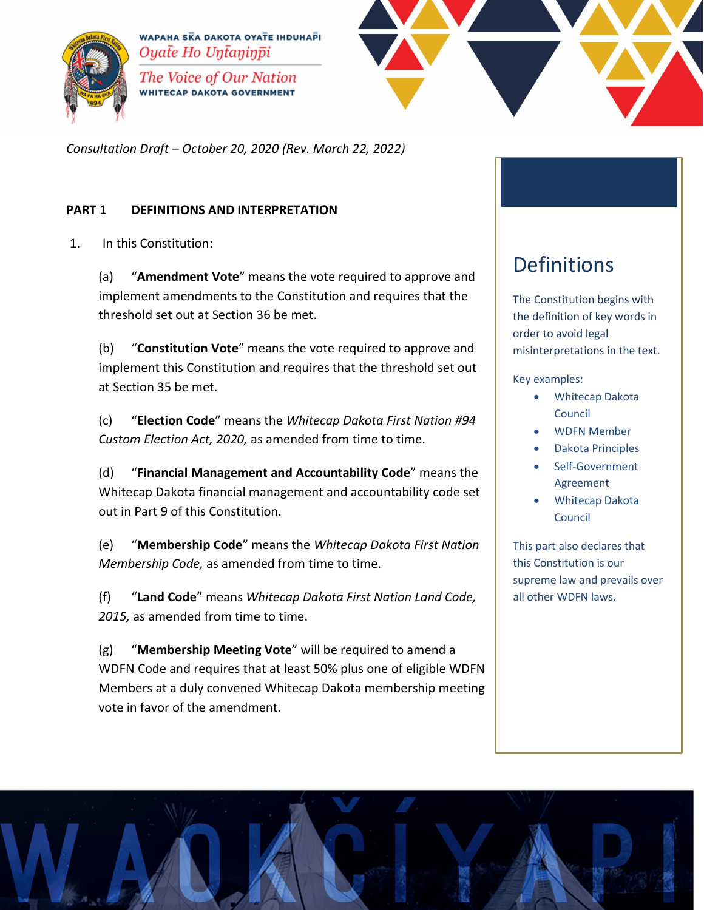*Consultation Draft – October 20, 2020 (Rev. March 22, 2022)*

## PART 1 DEFINITIONS AND INTERPRETATION

1. In this Constitution:

   (a) "**Amendment Vote**" means the vote required to approve and implement amendments to the Constitution and requires that the threshold set out at Section 36 be met.

   (b) "**Constitution Vote**" means the vote required to approve and implement this Constitution and requires that the threshold set out at Section 35 be met.

   (c) "**Election Code**" means the *Whitecap Dakota First Nation #94 Custom Election Act, 2020,* as amended from time to time.

   (d) "**Financial Management and Accountability Code**" means the Whitecap Dakota financial management and accountability code set out in Part 9 of this Constitution.

   (e) "**Membership Code**" means the *Whitecap Dakota First Nation Membership Code,* as amended from time to time.

   (f) "**Land Code**" means *Whitecap Dakota First Nation Land Code, 2015,* as amended from time to time.

   (g) "**Membership Meeting Vote**" will be required to amend a WDFN Code and requires that at least 50% plus one of eligible WDFN Members at a duly convened Whitecap Dakota membership meeting vote in favor of the amendment.

### Definitions

The Constitution begins with the definition of key words in order to avoid legal misinterpretations in the text.

Key examples:

- Whitecap Dakota Council
- WDFN Member
- Dakota Principles
- Self-Government Agreement
- Whitecap Dakota Council

This part also declares that this Constitution is our supreme law and prevails over all other WDFN laws.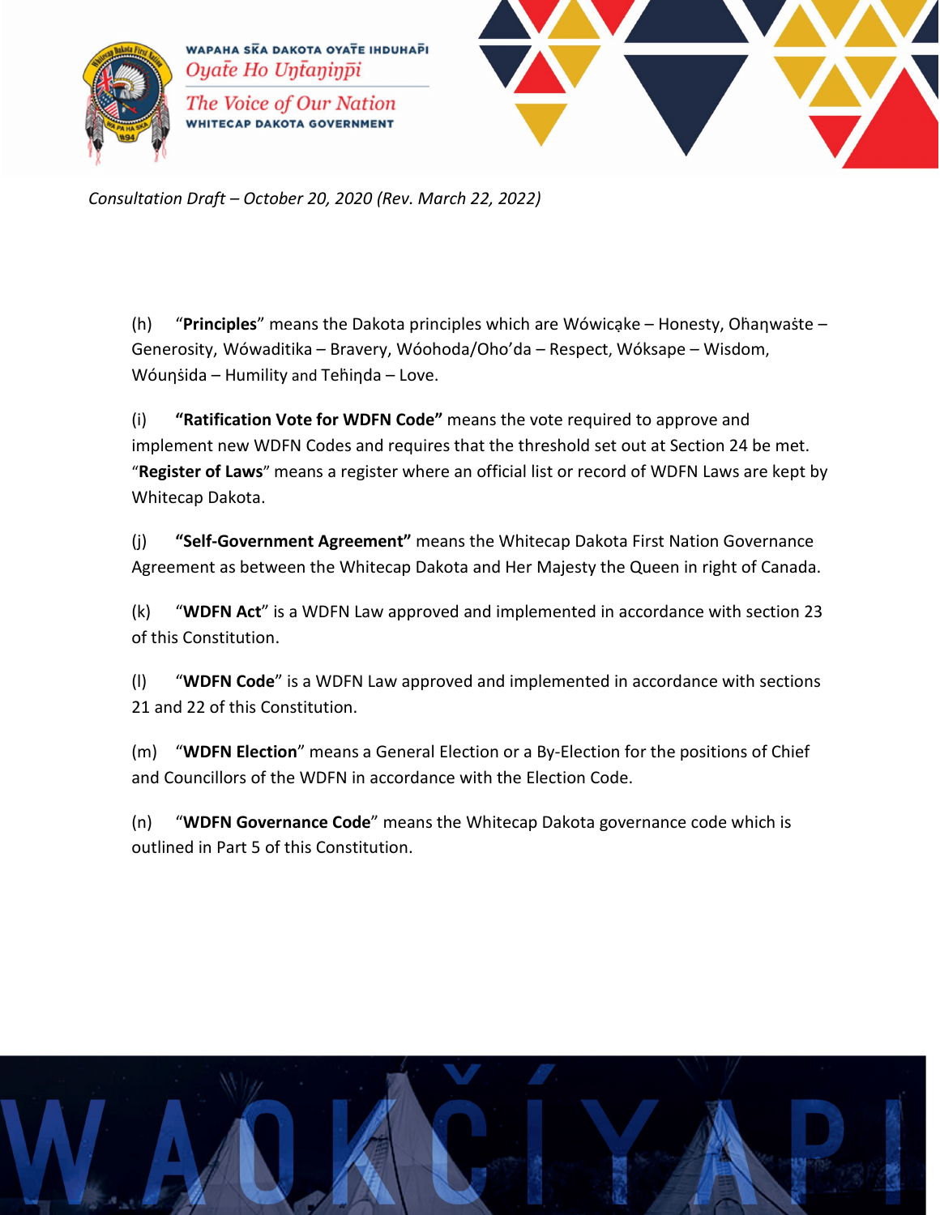*Consultation Draft – October 20, 2020 (Rev. March 22, 2022)*

(h) “**Principles**” means the Dakota principles which are Wówicąke – Honesty, Oȟaŋwaṡte – Generosity, Wówaditika – Bravery, Wóohoda/Oho’da – Respect, Wóksape – Wisdom, Wóuŋṡida – Humility and Teȟiŋda – Love.

(i) **“Ratification Vote for WDFN Code”** means the vote required to approve and implement new WDFN Codes and requires that the threshold set out at Section 24 be met. “**Register of Laws**” means a register where an official list or record of WDFN Laws are kept by Whitecap Dakota.

(j) **“Self-Government Agreement”** means the Whitecap Dakota First Nation Governance Agreement as between the Whitecap Dakota and Her Majesty the Queen in right of Canada.

(k) “**WDFN Act**” is a WDFN Law approved and implemented in accordance with section 23 of this Constitution.

(l) “**WDFN Code**” is a WDFN Law approved and implemented in accordance with sections 21 and 22 of this Constitution.

(m) “**WDFN Election**” means a General Election or a By-Election for the positions of Chief and Councillors of the WDFN in accordance with the Election Code.

(n) “**WDFN Governance Code**” means the Whitecap Dakota governance code which is outlined in Part 5 of this Constitution.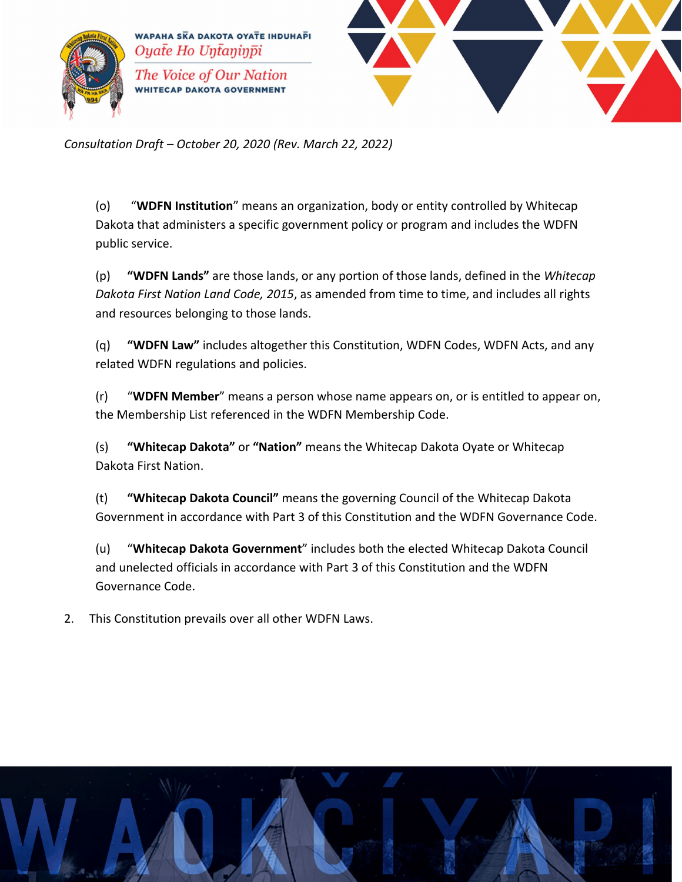(o) "**WDFN Institution**" means an organization, body or entity controlled by Whitecap Dakota that administers a specific government policy or program and includes the WDFN public service.

(p) **"WDFN Lands"** are those lands, or any portion of those lands, defined in the *Whitecap Dakota First Nation Land Code, 2015*, as amended from time to time, and includes all rights and resources belonging to those lands.

(q) **"WDFN Law"** includes altogether this Constitution, WDFN Codes, WDFN Acts, and any related WDFN regulations and policies.

(r) "**WDFN Member**" means a person whose name appears on, or is entitled to appear on, the Membership List referenced in the WDFN Membership Code.

(s) **"Whitecap Dakota"** or **"Nation"** means the Whitecap Dakota Oyate or Whitecap Dakota First Nation.

(t) **"Whitecap Dakota Council"** means the governing Council of the Whitecap Dakota Government in accordance with Part 3 of this Constitution and the WDFN Governance Code.

(u) "**Whitecap Dakota Government**" includes both the elected Whitecap Dakota Council and unelected officials in accordance with Part 3 of this Constitution and the WDFN Governance Code.

2. This Constitution prevails over all other WDFN Laws.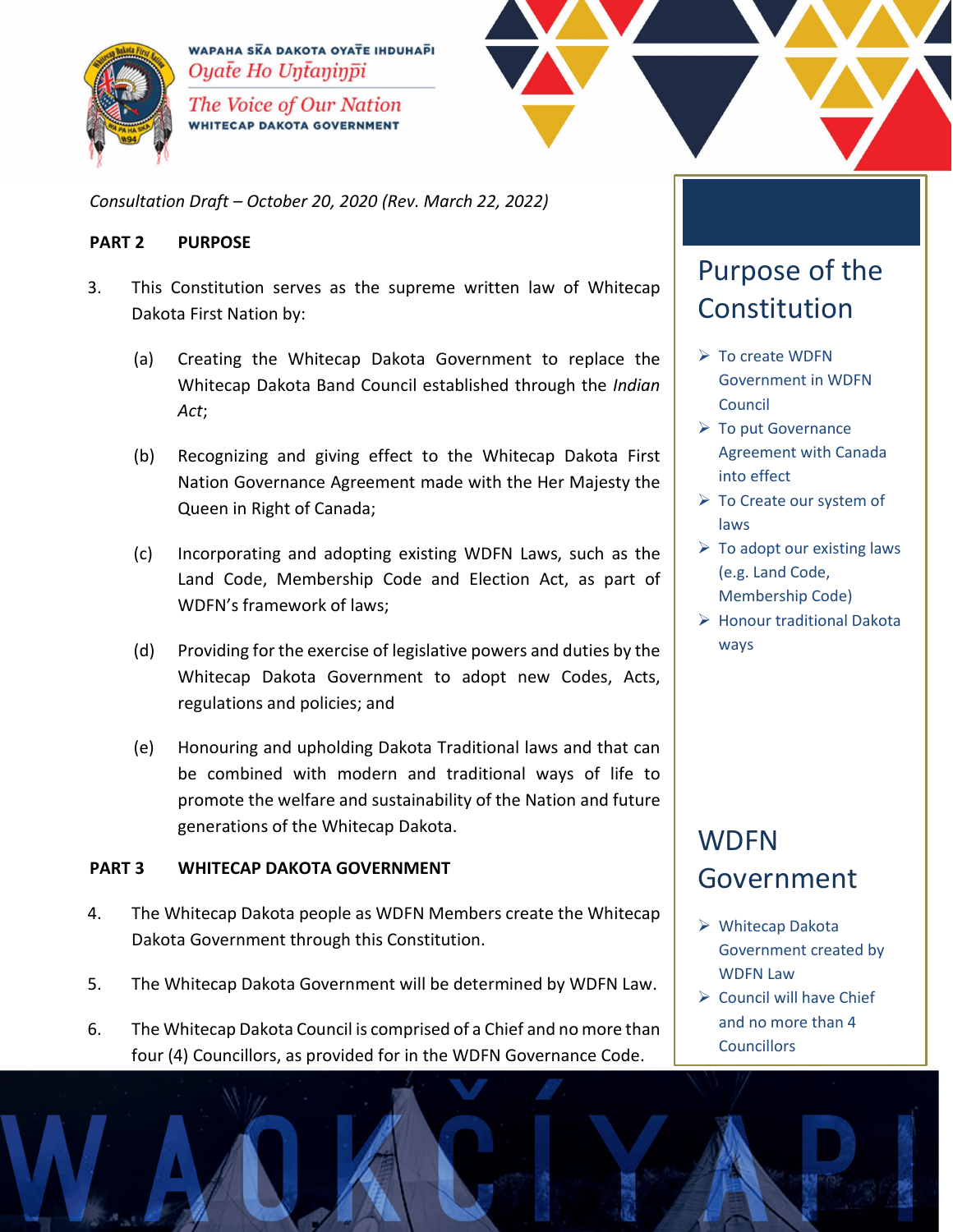*Consultation Draft – October 20, 2020 (Rev. March 22, 2022)*

## PART 2 PURPOSE

3. This Constitution serves as the supreme written law of Whitecap Dakota First Nation by:

   (a) Creating the Whitecap Dakota Government to replace the Whitecap Dakota Band Council established through the *Indian Act*;

   (b) Recognizing and giving effect to the Whitecap Dakota First Nation Governance Agreement made with the Her Majesty the Queen in Right of Canada;

   (c) Incorporating and adopting existing WDFN Laws, such as the Land Code, Membership Code and Election Act, as part of WDFN's framework of laws;

   (d) Providing for the exercise of legislative powers and duties by the Whitecap Dakota Government to adopt new Codes, Acts, regulations and policies; and

   (e) Honouring and upholding Dakota Traditional laws and that can be combined with modern and traditional ways of life to promote the welfare and sustainability of the Nation and future generations of the Whitecap Dakota.

## PART 3 WHITECAP DAKOTA GOVERNMENT

4. The Whitecap Dakota people as WDFN Members create the Whitecap Dakota Government through this Constitution.

5. The Whitecap Dakota Government will be determined by WDFN Law.

6. The Whitecap Dakota Council is comprised of a Chief and no more than four (4) Councillors, as provided for in the WDFN Governance Code.

### Purpose of the Constitution

- To create WDFN Government in WDFN Council
- To put Governance Agreement with Canada into effect
- To Create our system of laws
- To adopt our existing laws (e.g. Land Code, Membership Code)
- Honour traditional Dakota ways

### WDFN Government

- Whitecap Dakota Government created by WDFN Law
- Council will have Chief and no more than 4 Councillors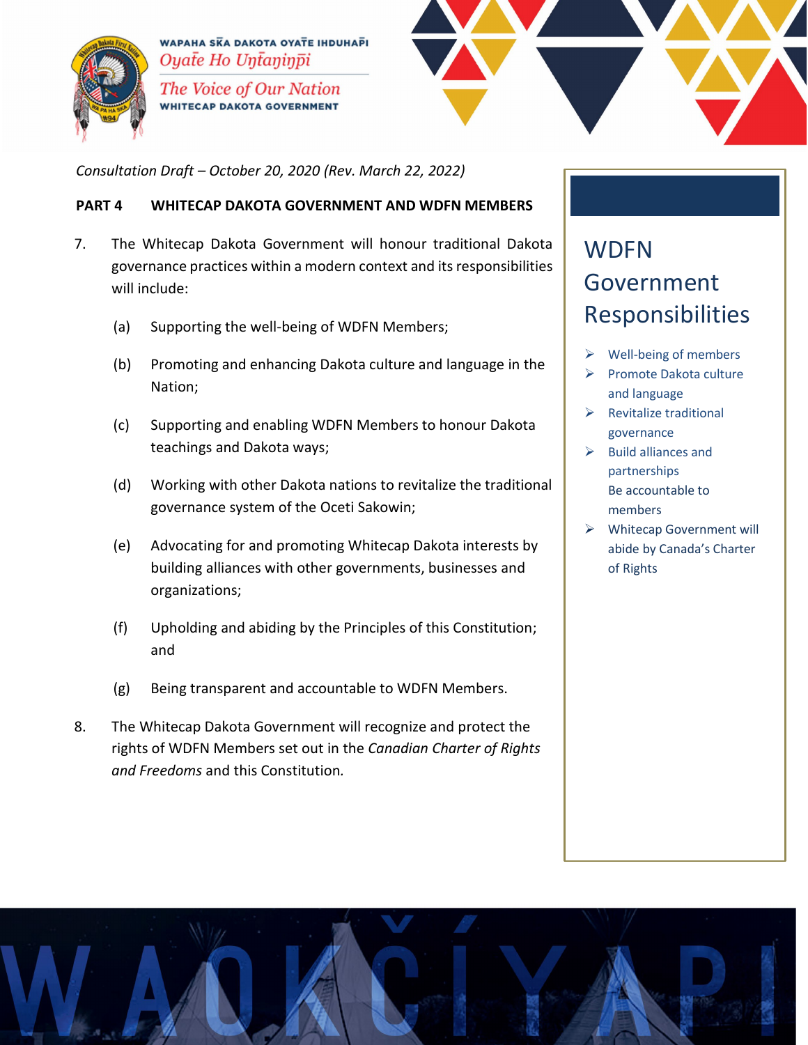*Consultation Draft – October 20, 2020 (Rev. March 22, 2022)*

## PART 4 WHITECAP DAKOTA GOVERNMENT AND WDFN MEMBERS

7. The Whitecap Dakota Government will honour traditional Dakota governance practices within a modern context and its responsibilities will include:

   (a) Supporting the well-being of WDFN Members;

   (b) Promoting and enhancing Dakota culture and language in the Nation;

   (c) Supporting and enabling WDFN Members to honour Dakota teachings and Dakota ways;

   (d) Working with other Dakota nations to revitalize the traditional governance system of the Oceti Sakowin;

   (e) Advocating for and promoting Whitecap Dakota interests by building alliances with other governments, businesses and organizations;

   (f) Upholding and abiding by the Principles of this Constitution; and

   (g) Being transparent and accountable to WDFN Members.

8. The Whitecap Dakota Government will recognize and protect the rights of WDFN Members set out in the *Canadian Charter of Rights and Freedoms* and this Constitution.

### WDFN Government Responsibilities

- Well-being of members
- Promote Dakota culture and language
- Revitalize traditional governance
- Build alliances and partnerships
  Be accountable to members
- Whitecap Government will abide by Canada's Charter of Rights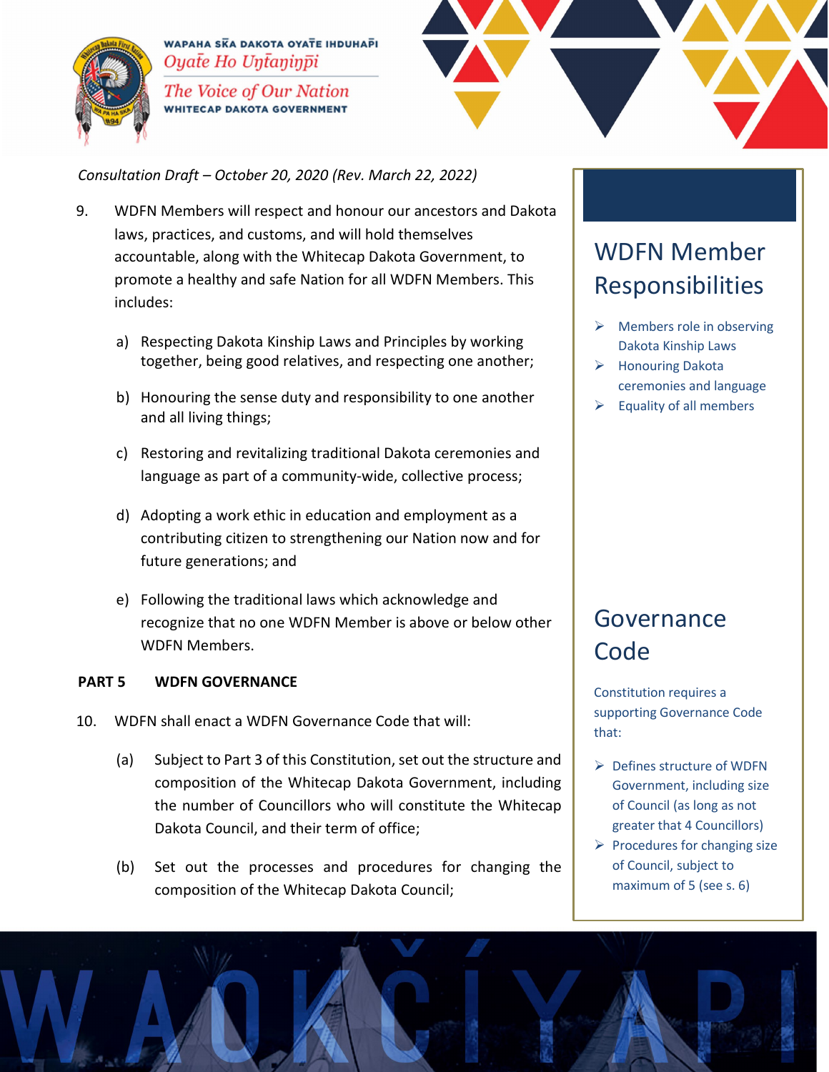*Consultation Draft – October 20, 2020 (Rev. March 22, 2022)*

9. WDFN Members will respect and honour our ancestors and Dakota laws, practices, and customs, and will hold themselves accountable, along with the Whitecap Dakota Government, to promote a healthy and safe Nation for all WDFN Members. This includes:

   a) Respecting Dakota Kinship Laws and Principles by working together, being good relatives, and respecting one another;

   b) Honouring the sense duty and responsibility to one another and all living things;

   c) Restoring and revitalizing traditional Dakota ceremonies and language as part of a community-wide, collective process;

   d) Adopting a work ethic in education and employment as a contributing citizen to strengthening our Nation now and for future generations; and

   e) Following the traditional laws which acknowledge and recognize that no one WDFN Member is above or below other WDFN Members.

## PART 5 WDFN GOVERNANCE

10. WDFN shall enact a WDFN Governance Code that will:

   (a) Subject to Part 3 of this Constitution, set out the structure and composition of the Whitecap Dakota Government, including the number of Councillors who will constitute the Whitecap Dakota Council, and their term of office;

   (b) Set out the processes and procedures for changing the composition of the Whitecap Dakota Council;

## WDFN Member Responsibilities

- Members role in observing Dakota Kinship Laws
- Honouring Dakota ceremonies and language
- Equality of all members

## Governance Code

Constitution requires a supporting Governance Code that:

- Defines structure of WDFN Government, including size of Council (as long as not greater that 4 Councillors)
- Procedures for changing size of Council, subject to maximum of 5 (see s. 6)

WAOKČÍYAPI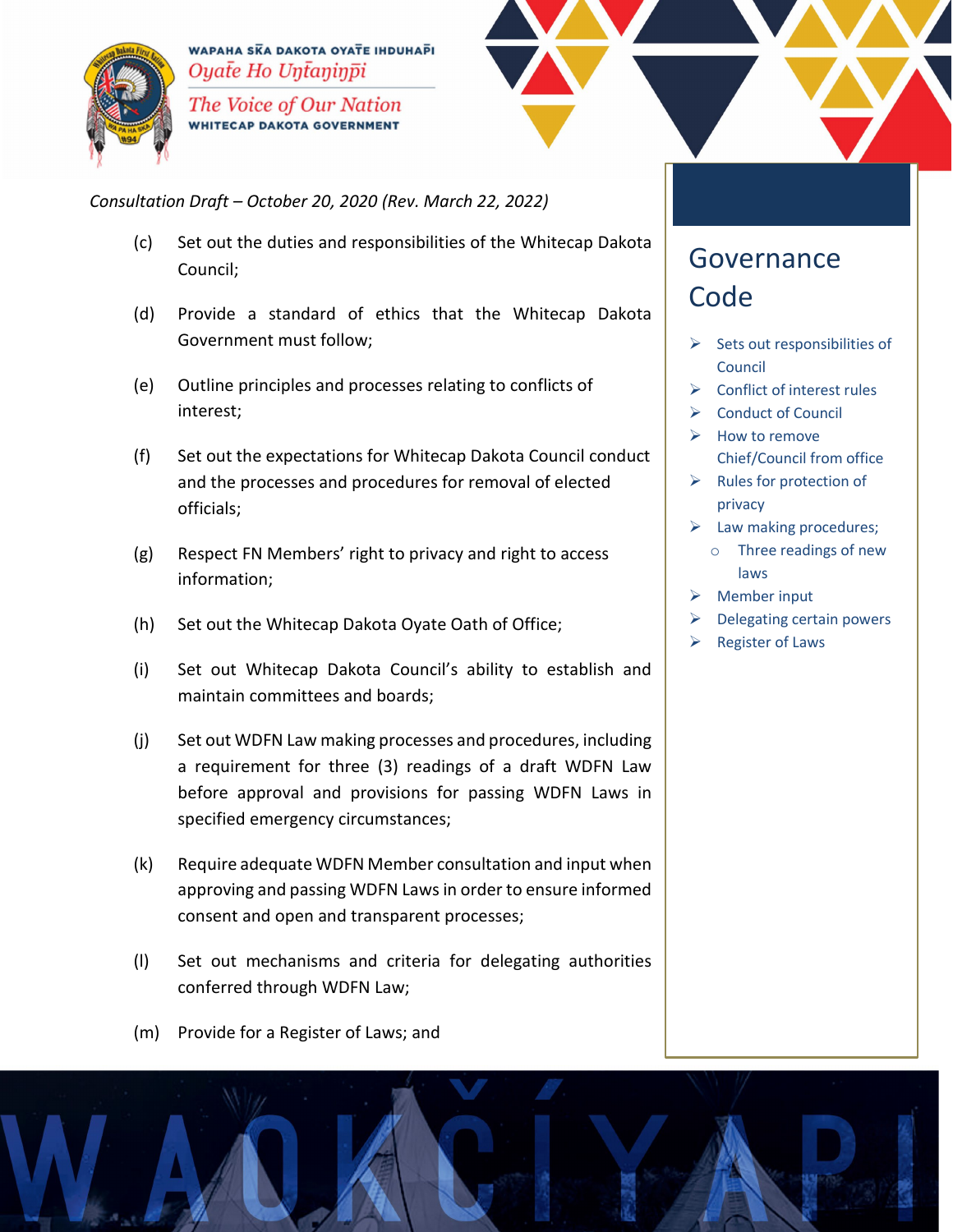*Consultation Draft – October 20, 2020 (Rev. March 22, 2022)*

(c) Set out the duties and responsibilities of the Whitecap Dakota Council;

(d) Provide a standard of ethics that the Whitecap Dakota Government must follow;

(e) Outline principles and processes relating to conflicts of interest;

(f) Set out the expectations for Whitecap Dakota Council conduct and the processes and procedures for removal of elected officials;

(g) Respect FN Members' right to privacy and right to access information;

(h) Set out the Whitecap Dakota Oyate Oath of Office;

(i) Set out Whitecap Dakota Council's ability to establish and maintain committees and boards;

(j) Set out WDFN Law making processes and procedures, including a requirement for three (3) readings of a draft WDFN Law before approval and provisions for passing WDFN Laws in specified emergency circumstances;

(k) Require adequate WDFN Member consultation and input when approving and passing WDFN Laws in order to ensure informed consent and open and transparent processes;

(l) Set out mechanisms and criteria for delegating authorities conferred through WDFN Law;

(m) Provide for a Register of Laws; and

## Governance Code

- Sets out responsibilities of Council
- Conflict of interest rules
- Conduct of Council
- How to remove Chief/Council from office
- Rules for protection of privacy
- Law making procedures;
  - Three readings of new laws
- Member input
- Delegating certain powers
- Register of Laws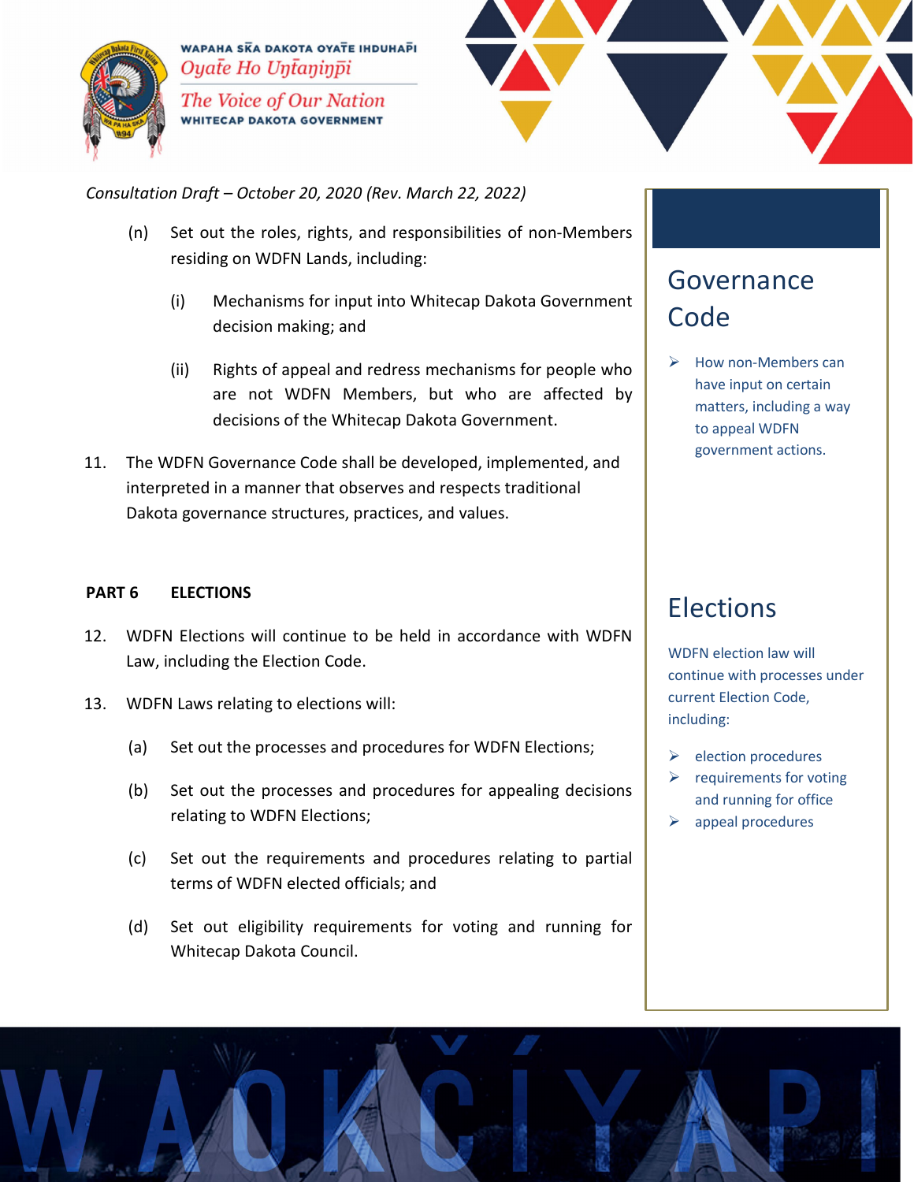*Consultation Draft – October 20, 2020 (Rev. March 22, 2022)*

(n) Set out the roles, rights, and responsibilities of non-Members residing on WDFN Lands, including:

(i) Mechanisms for input into Whitecap Dakota Government decision making; and

(ii) Rights of appeal and redress mechanisms for people who are not WDFN Members, but who are affected by decisions of the Whitecap Dakota Government.

11. The WDFN Governance Code shall be developed, implemented, and interpreted in a manner that observes and respects traditional Dakota governance structures, practices, and values.

## Governance Code

- How non-Members can have input on certain matters, including a way to appeal WDFN government actions.

## PART 6 ELECTIONS

12. WDFN Elections will continue to be held in accordance with WDFN Law, including the Election Code.

13. WDFN Laws relating to elections will:

(a) Set out the processes and procedures for WDFN Elections;

(b) Set out the processes and procedures for appealing decisions relating to WDFN Elections;

(c) Set out the requirements and procedures relating to partial terms of WDFN elected officials; and

(d) Set out eligibility requirements for voting and running for Whitecap Dakota Council.

## Elections

WDFN election law will continue with processes under current Election Code, including:

- election procedures
- requirements for voting and running for office
- appeal procedures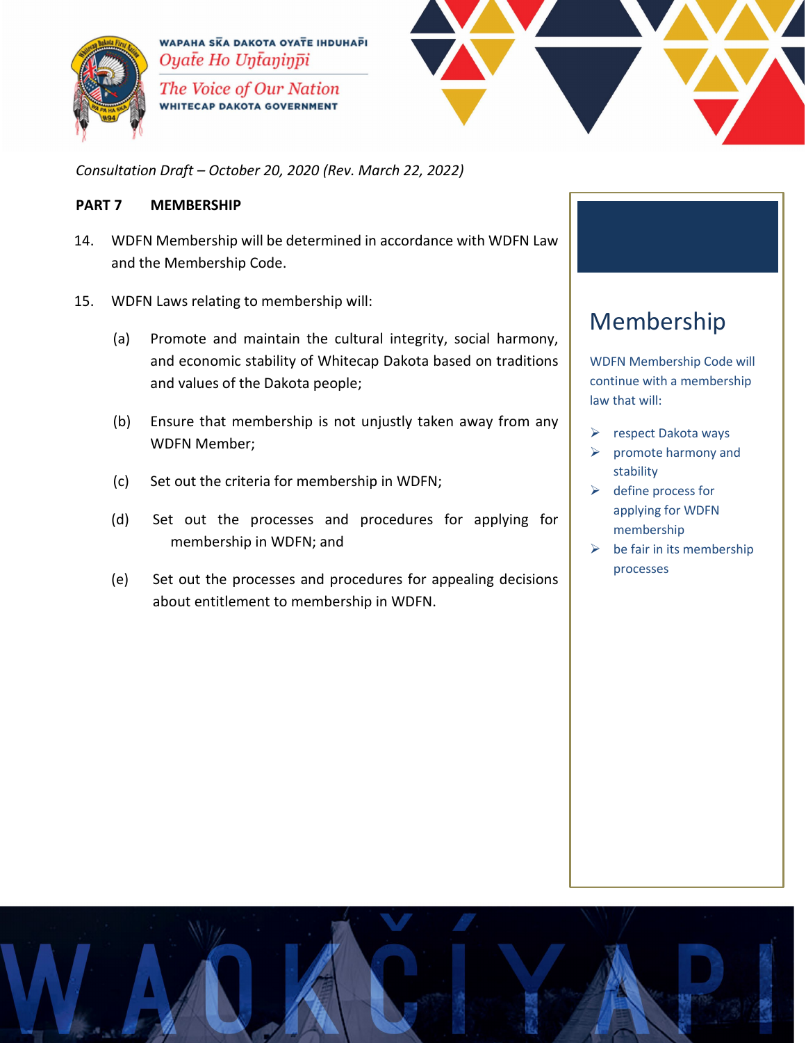*Consultation Draft – October 20, 2020 (Rev. March 22, 2022)*

## PART 7 MEMBERSHIP

14. WDFN Membership will be determined in accordance with WDFN Law and the Membership Code.

15. WDFN Laws relating to membership will:

    (a) Promote and maintain the cultural integrity, social harmony, and economic stability of Whitecap Dakota based on traditions and values of the Dakota people;

    (b) Ensure that membership is not unjustly taken away from any WDFN Member;

    (c) Set out the criteria for membership in WDFN;

    (d) Set out the processes and procedures for applying for membership in WDFN; and

    (e) Set out the processes and procedures for appealing decisions about entitlement to membership in WDFN.

### Membership

WDFN Membership Code will continue with a membership law that will:

- respect Dakota ways
- promote harmony and stability
- define process for applying for WDFN membership
- be fair in its membership processes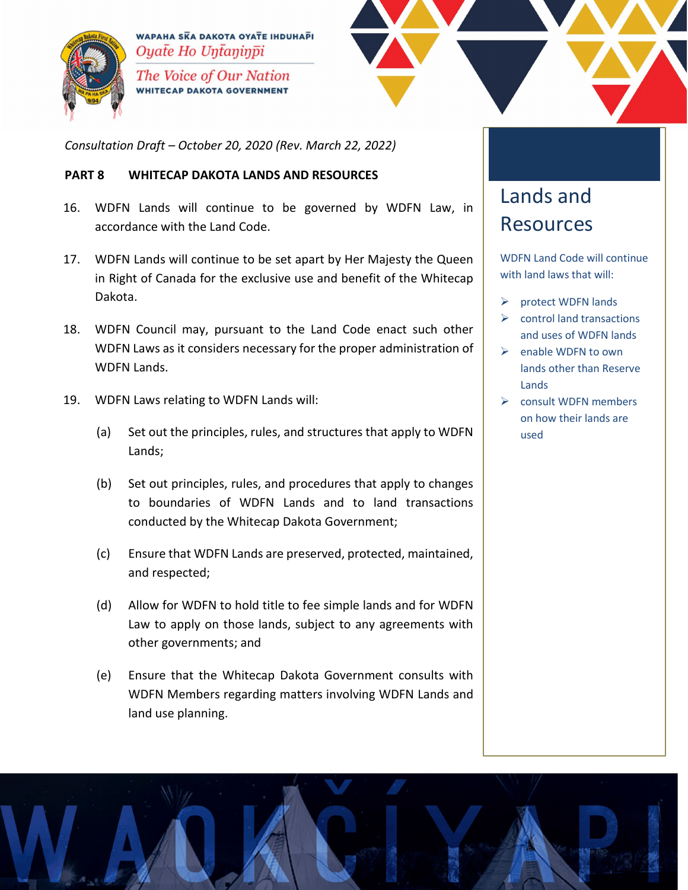*Consultation Draft – October 20, 2020 (Rev. March 22, 2022)*

**PART 8 WHITECAP DAKOTA LANDS AND RESOURCES**

16. WDFN Lands will continue to be governed by WDFN Law, in accordance with the Land Code.

17. WDFN Lands will continue to be set apart by Her Majesty the Queen in Right of Canada for the exclusive use and benefit of the Whitecap Dakota.

18. WDFN Council may, pursuant to the Land Code enact such other WDFN Laws as it considers necessary for the proper administration of WDFN Lands.

19. WDFN Laws relating to WDFN Lands will:

    (a) Set out the principles, rules, and structures that apply to WDFN Lands;

    (b) Set out principles, rules, and procedures that apply to changes to boundaries of WDFN Lands and to land transactions conducted by the Whitecap Dakota Government;

    (c) Ensure that WDFN Lands are preserved, protected, maintained, and respected;

    (d) Allow for WDFN to hold title to fee simple lands and for WDFN Law to apply on those lands, subject to any agreements with other governments; and

    (e) Ensure that the Whitecap Dakota Government consults with WDFN Members regarding matters involving WDFN Lands and land use planning.

## Lands and Resources

WDFN Land Code will continue with land laws that will:

- protect WDFN lands
- control land transactions and uses of WDFN lands
- enable WDFN to own lands other than Reserve Lands
- consult WDFN members on how their lands are used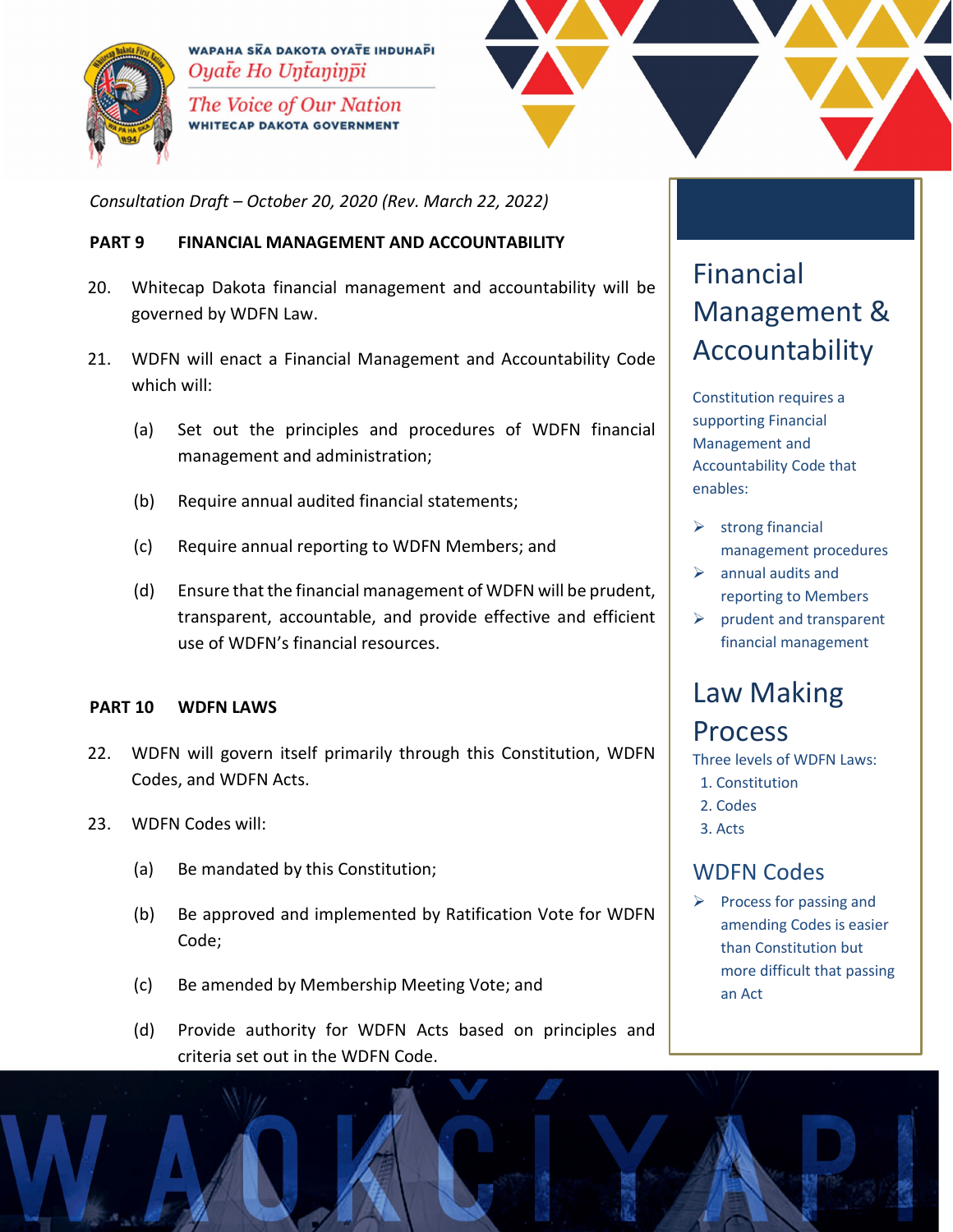*Consultation Draft – October 20, 2020 (Rev. March 22, 2022)*

**PART 9 FINANCIAL MANAGEMENT AND ACCOUNTABILITY**

20. Whitecap Dakota financial management and accountability will be governed by WDFN Law.

21. WDFN will enact a Financial Management and Accountability Code which will:

    (a) Set out the principles and procedures of WDFN financial management and administration;

    (b) Require annual audited financial statements;

    (c) Require annual reporting to WDFN Members; and

    (d) Ensure that the financial management of WDFN will be prudent, transparent, accountable, and provide effective and efficient use of WDFN's financial resources.

**PART 10 WDFN LAWS**

22. WDFN will govern itself primarily through this Constitution, WDFN Codes, and WDFN Acts.

23. WDFN Codes will:

    (a) Be mandated by this Constitution;

    (b) Be approved and implemented by Ratification Vote for WDFN Code;

    (c) Be amended by Membership Meeting Vote; and

    (d) Provide authority for WDFN Acts based on principles and criteria set out in the WDFN Code.

## Financial Management & Accountability

Constitution requires a supporting Financial Management and Accountability Code that enables:

- strong financial management procedures
- annual audits and reporting to Members
- prudent and transparent financial management

## Law Making Process

Three levels of WDFN Laws:

1. Constitution
2. Codes
3. Acts

## WDFN Codes

- Process for passing and amending Codes is easier than Constitution but more difficult that passing an Act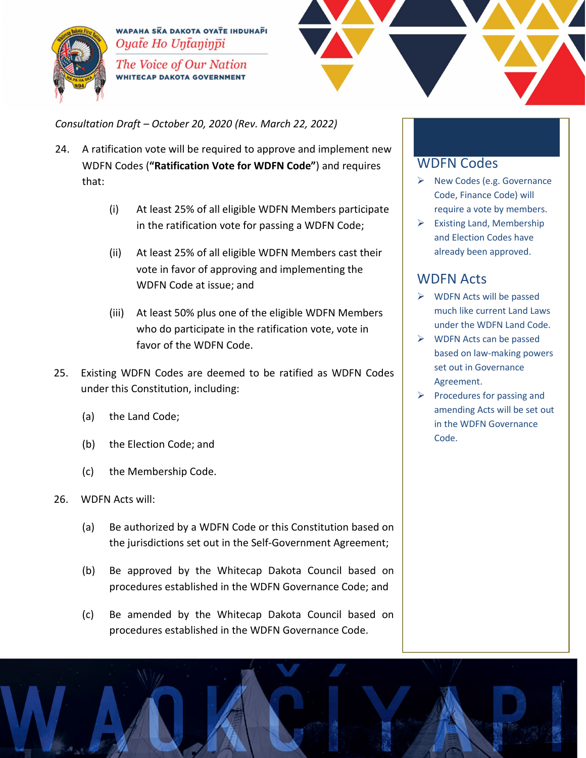*Consultation Draft – October 20, 2020 (Rev. March 22, 2022)*

24. A ratification vote will be required to approve and implement new WDFN Codes (**"Ratification Vote for WDFN Code"**) and requires that:

    (i) At least 25% of all eligible WDFN Members participate in the ratification vote for passing a WDFN Code;

    (ii) At least 25% of all eligible WDFN Members cast their vote in favor of approving and implementing the WDFN Code at issue; and

    (iii) At least 50% plus one of the eligible WDFN Members who do participate in the ratification vote, vote in favor of the WDFN Code.

25. Existing WDFN Codes are deemed to be ratified as WDFN Codes under this Constitution, including:

    (a) the Land Code;

    (b) the Election Code; and

    (c) the Membership Code.

26. WDFN Acts will:

    (a) Be authorized by a WDFN Code or this Constitution based on the jurisdictions set out in the Self-Government Agreement;

    (b) Be approved by the Whitecap Dakota Council based on procedures established in the WDFN Governance Code; and

    (c) Be amended by the Whitecap Dakota Council based on procedures established in the WDFN Governance Code.

## WDFN Codes

- New Codes (e.g. Governance Code, Finance Code) will require a vote by members.
- Existing Land, Membership and Election Codes have already been approved.

## WDFN Acts

- WDFN Acts will be passed much like current Land Laws under the WDFN Land Code.
- WDFN Acts can be passed based on law-making powers set out in Governance Agreement.
- Procedures for passing and amending Acts will be set out in the WDFN Governance Code.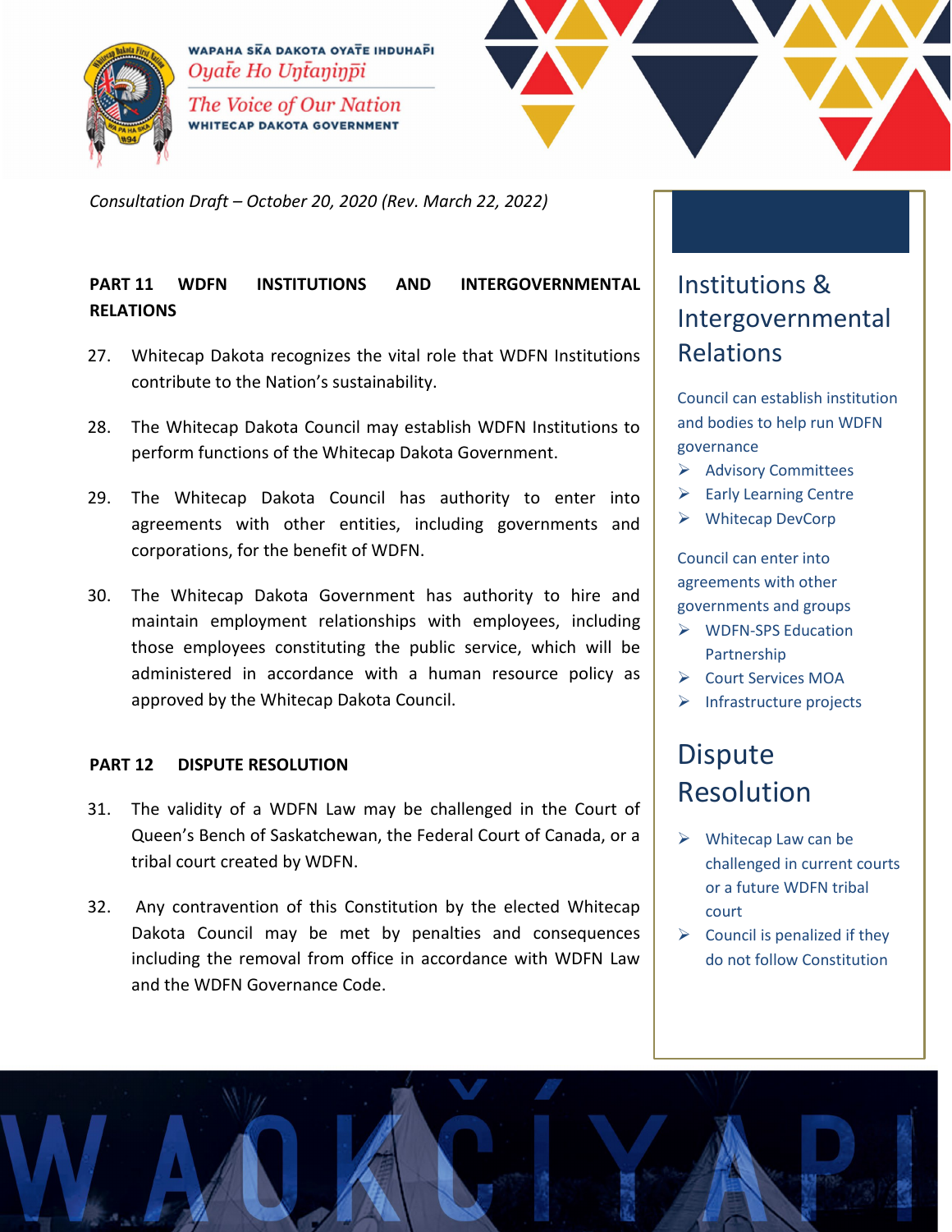*Consultation Draft – October 20, 2020 (Rev. March 22, 2022)*

## PART 11 WDFN INSTITUTIONS AND INTERGOVERNMENTAL RELATIONS

27. Whitecap Dakota recognizes the vital role that WDFN Institutions contribute to the Nation's sustainability.

28. The Whitecap Dakota Council may establish WDFN Institutions to perform functions of the Whitecap Dakota Government.

29. The Whitecap Dakota Council has authority to enter into agreements with other entities, including governments and corporations, for the benefit of WDFN.

30. The Whitecap Dakota Government has authority to hire and maintain employment relationships with employees, including those employees constituting the public service, which will be administered in accordance with a human resource policy as approved by the Whitecap Dakota Council.

## PART 12 DISPUTE RESOLUTION

31. The validity of a WDFN Law may be challenged in the Court of Queen's Bench of Saskatchewan, the Federal Court of Canada, or a tribal court created by WDFN.

32. Any contravention of this Constitution by the elected Whitecap Dakota Council may be met by penalties and consequences including the removal from office in accordance with WDFN Law and the WDFN Governance Code.

### Institutions & Intergovernmental Relations

Council can establish institution and bodies to help run WDFN governance

- Advisory Committees
- Early Learning Centre
- Whitecap DevCorp

Council can enter into agreements with other governments and groups

- WDFN-SPS Education Partnership
- Court Services MOA
- Infrastructure projects

### Dispute Resolution

- Whitecap Law can be challenged in current courts or a future WDFN tribal court
- Council is penalized if they do not follow Constitution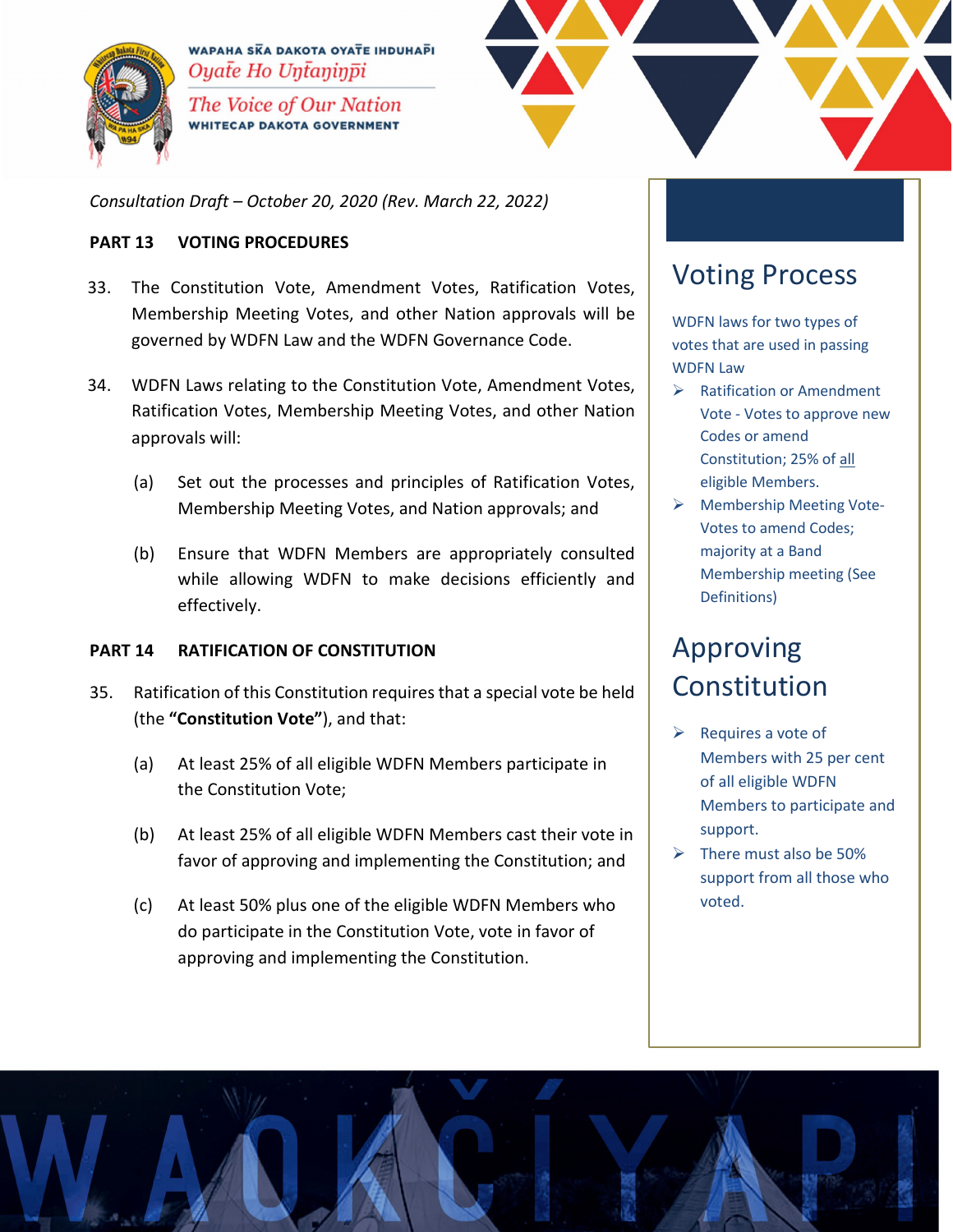*Consultation Draft – October 20, 2020 (Rev. March 22, 2022)*

**PART 13 VOTING PROCEDURES**

33. The Constitution Vote, Amendment Votes, Ratification Votes, Membership Meeting Votes, and other Nation approvals will be governed by WDFN Law and the WDFN Governance Code.

34. WDFN Laws relating to the Constitution Vote, Amendment Votes, Ratification Votes, Membership Meeting Votes, and other Nation approvals will:

    (a) Set out the processes and principles of Ratification Votes, Membership Meeting Votes, and Nation approvals; and

    (b) Ensure that WDFN Members are appropriately consulted while allowing WDFN to make decisions efficiently and effectively.

**PART 14 RATIFICATION OF CONSTITUTION**

35. Ratification of this Constitution requires that a special vote be held (the **"Constitution Vote"**), and that:

    (a) At least 25% of all eligible WDFN Members participate in the Constitution Vote;

    (b) At least 25% of all eligible WDFN Members cast their vote in favor of approving and implementing the Constitution; and

    (c) At least 50% plus one of the eligible WDFN Members who do participate in the Constitution Vote, vote in favor of approving and implementing the Constitution.

## Voting Process

WDFN laws for two types of votes that are used in passing WDFN Law

- Ratification or Amendment Vote - Votes to approve new Codes or amend Constitution; 25% of all eligible Members.
- Membership Meeting Vote- Votes to amend Codes; majority at a Band Membership meeting (See Definitions)

## Approving Constitution

- Requires a vote of Members with 25 per cent of all eligible WDFN Members to participate and support.
- There must also be 50% support from all those who voted.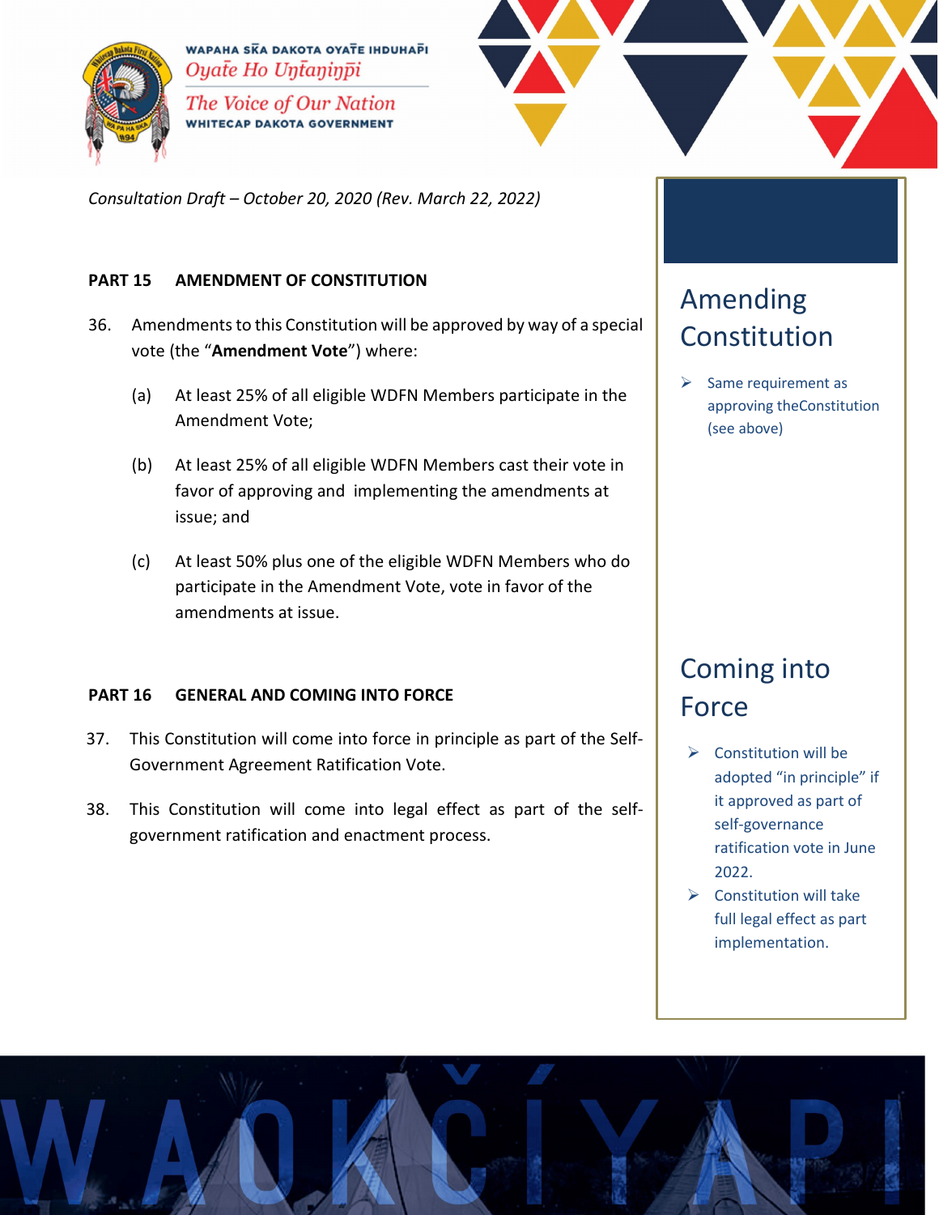*Consultation Draft – October 20, 2020 (Rev. March 22, 2022)*

## PART 15 AMENDMENT OF CONSTITUTION

36. Amendments to this Constitution will be approved by way of a special vote (the "**Amendment Vote**") where:

    (a) At least 25% of all eligible WDFN Members participate in the Amendment Vote;

    (b) At least 25% of all eligible WDFN Members cast their vote in favor of approving and implementing the amendments at issue; and

    (c) At least 50% plus one of the eligible WDFN Members who do participate in the Amendment Vote, vote in favor of the amendments at issue.

## PART 16 GENERAL AND COMING INTO FORCE

37. This Constitution will come into force in principle as part of the Self-Government Agreement Ratification Vote.

38. This Constitution will come into legal effect as part of the self-government ratification and enactment process.

### Amending Constitution

- Same requirement as approving theConstitution (see above)

### Coming into Force

- Constitution will be adopted "in principle" if it approved as part of self-governance ratification vote in June 2022.
- Constitution will take full legal effect as part implementation.